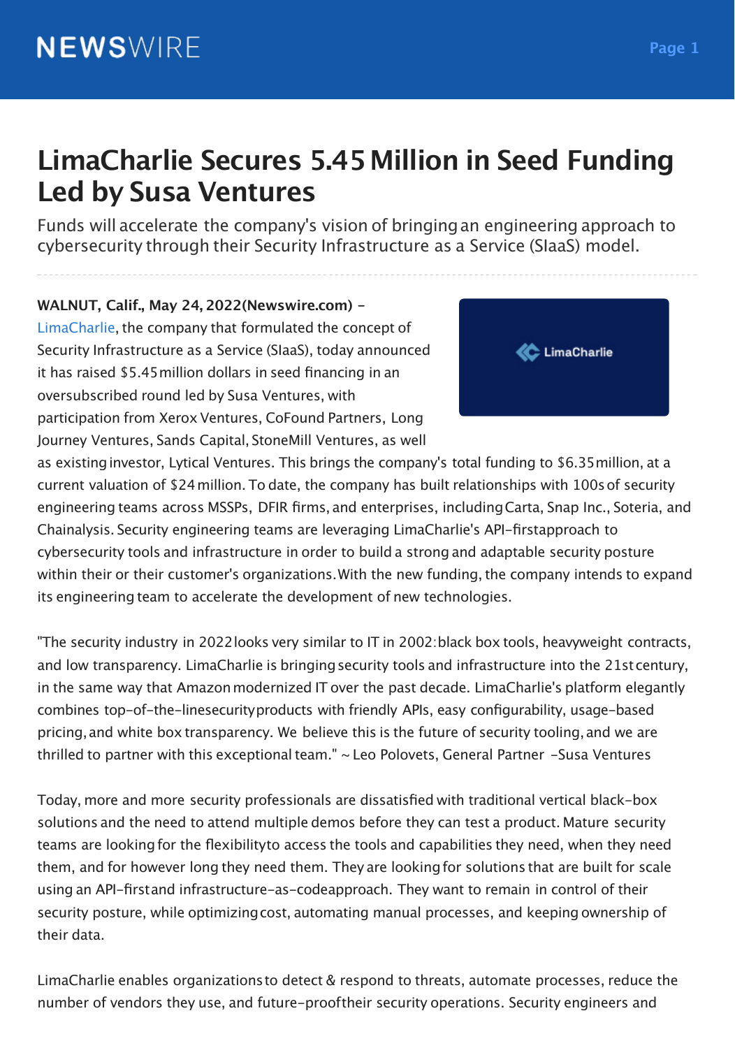# LimaCharlie Secures 5.45 Million in Seed Funding Led by Susa Ventures

Funds will accelerate the company's vision of bringing an engineering approach to cybersecurity through their Security Infrastructure as a Service (SIaaS) model.

**WALNUT, Calif., May 24, 2022(Newswire.com) -** LimaCharlie, the company that formulated the concept of Security Infrastructure as a Service (SIaaS), today announced it has raised $5.45 million dollars in seed financing in an oversubscribed round led by Susa Ventures, with participation from Xerox Ventures, CoFound Partners, Long Journey Ventures, Sands Capital, StoneMill Ventures, as well as existing investor, Lytical Ventures. This brings the company's total funding to $6.35 million, at a current valuation of $24 million. To date, the company has built relationships with 100s of security engineering teams across MSSPs, DFIR firms, and enterprises, including Carta, Snap Inc., Soteria, and Chainalysis. Security engineering teams are leveraging LimaCharlie's API-first approach to cybersecurity tools and infrastructure in order to build a strong and adaptable security posture within their or their customer's organizations. With the new funding, the company intends to expand its engineering team to accelerate the development of new technologies.

"The security industry in 2022 looks very similar to IT in 2002: black box tools, heavyweight contracts, and low transparency. LimaCharlie is bringing security tools and infrastructure into the 21st century, in the same way that Amazon modernized IT over the past decade. LimaCharlie's platform elegantly combines top-of-the-line security products with friendly APIs, easy configurability, usage-based pricing, and white box transparency. We believe this is the future of security tooling, and we are thrilled to partner with this exceptional team." ~ Leo Polovets, General Partner -Susa Ventures

Today, more and more security professionals are dissatisfied with traditional vertical black-box solutions and the need to attend multiple demos before they can test a product. Mature security teams are looking for the flexibility to access the tools and capabilities they need, when they need them, and for however long they need them. They are looking for solutions that are built for scale using an API-first and infrastructure-as-code approach. They want to remain in control of their security posture, while optimizing cost, automating manual processes, and keeping ownership of their data.

LimaCharlie enables organizations to detect & respond to threats, automate processes, reduce the number of vendors they use, and future-proof their security operations. Security engineers and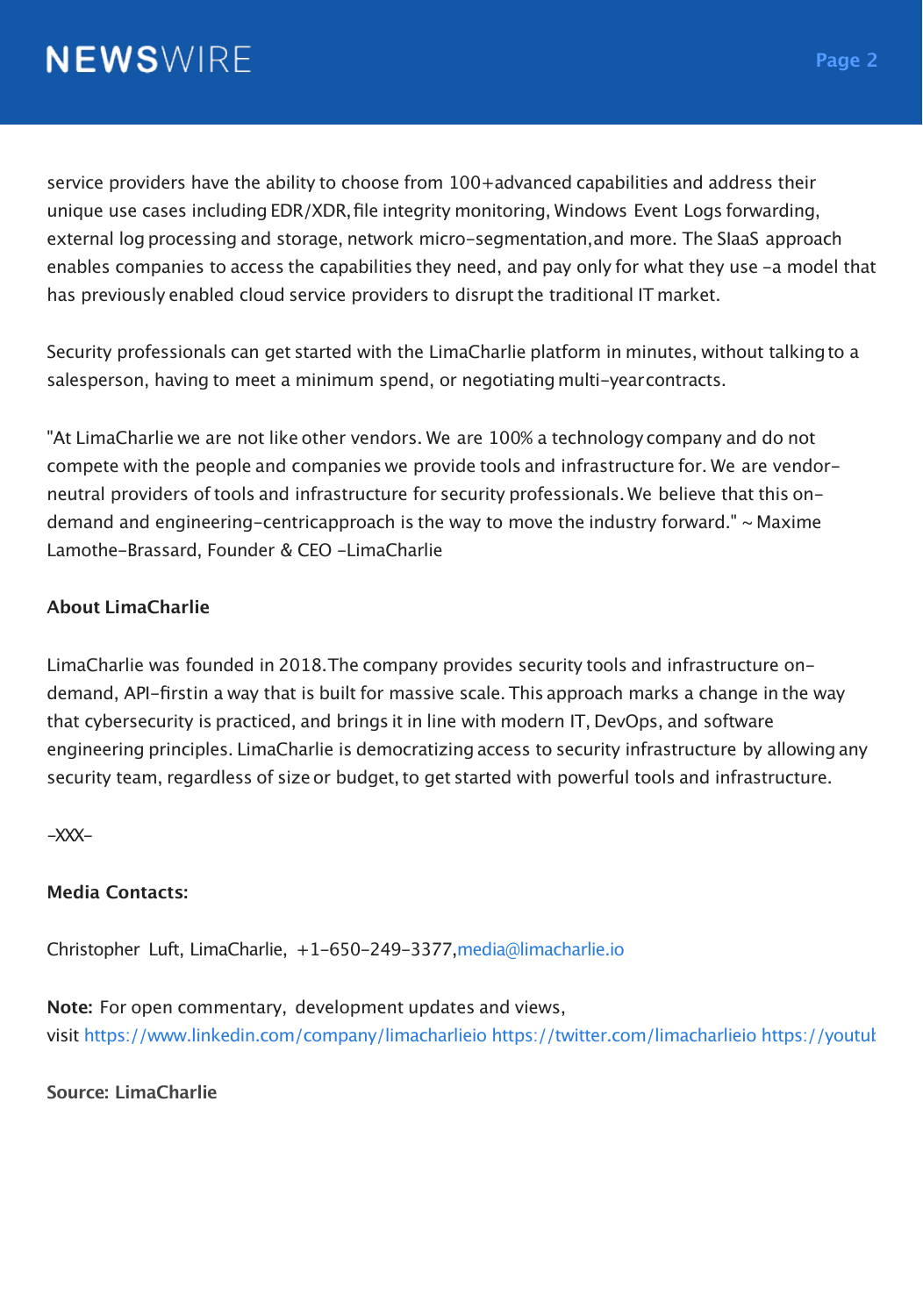service providers have the ability to choose from 100+advanced capabilities and address their unique use cases including EDR/XDR, file integrity monitoring, Windows Event Logs forwarding, external log processing and storage, network micro-segmentation, and more. The SIaaS approach enables companies to access the capabilities they need, and pay only for what they use -a model that has previously enabled cloud service providers to disrupt the traditional IT market.

Security professionals can get started with the LimaCharlie platform in minutes, without talking to a salesperson, having to meet a minimum spend, or negotiating multi-year contracts.

"At LimaCharlie we are not like other vendors. We are 100% a technology company and do not compete with the people and companies we provide tools and infrastructure for. We are vendor-neutral providers of tools and infrastructure for security professionals. We believe that this on-demand and engineering-centricapproach is the way to move the industry forward." ~ Maxime Lamothe-Brassard, Founder & CEO -LimaCharlie

**About LimaCharlie**

LimaCharlie was founded in 2018.The company provides security tools and infrastructure on-demand, API-firstin a way that is built for massive scale. This approach marks a change in the way that cybersecurity is practiced, and brings it in line with modern IT, DevOps, and software engineering principles. LimaCharlie is democratizing access to security infrastructure by allowing any security team, regardless of size or budget, to get started with powerful tools and infrastructure.

-XXX-

**Media Contacts:**

Christopher Luft, LimaCharlie, +1-650-249-3377, media@limacharlie.io

**Note:** For open commentary, development updates and views, visit https://www.linkedin.com/company/limacharlieio https://twitter.com/limacharlieio https://youtul

**Source: LimaCharlie**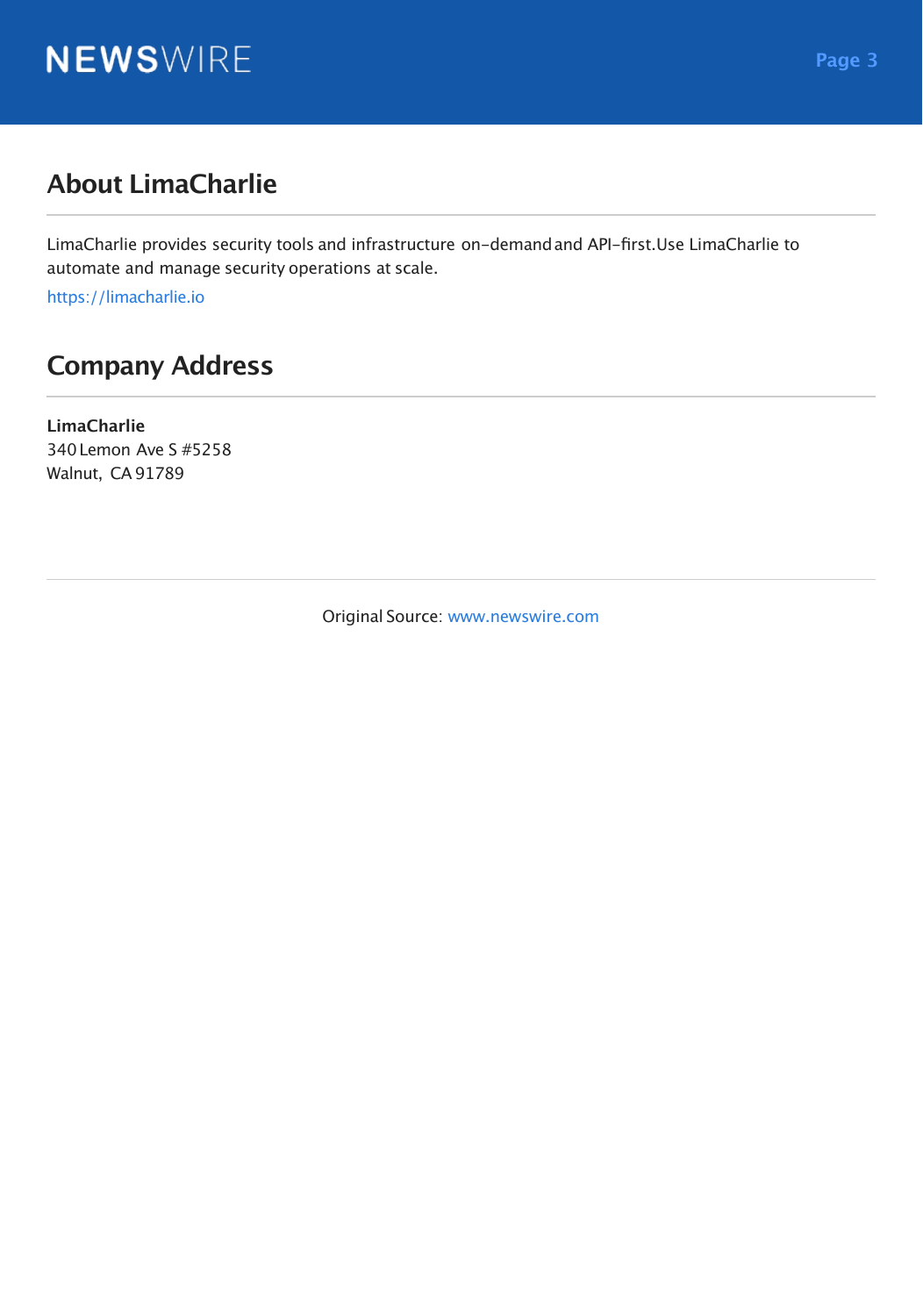## About LimaCharlie

LimaCharlie provides security tools and infrastructure on-demand and API-first.Use LimaCharlie to automate and manage security operations at scale.

https://limacharlie.io

## Company Address

**LimaCharlie**
340 Lemon Ave S #5258
Walnut, CA 91789

Original Source: www.newswire.com